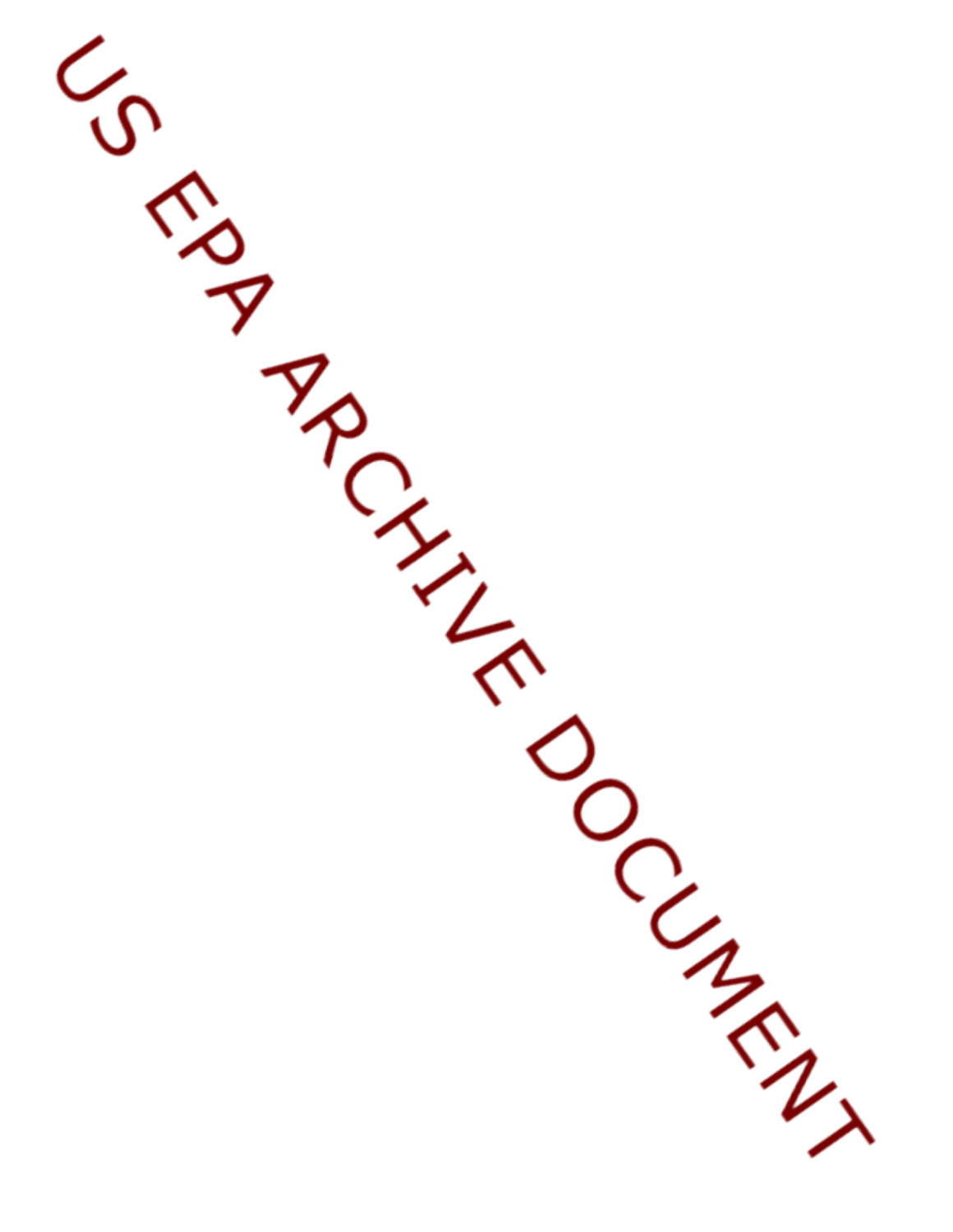US EPA ARCHIVE DOCUMENT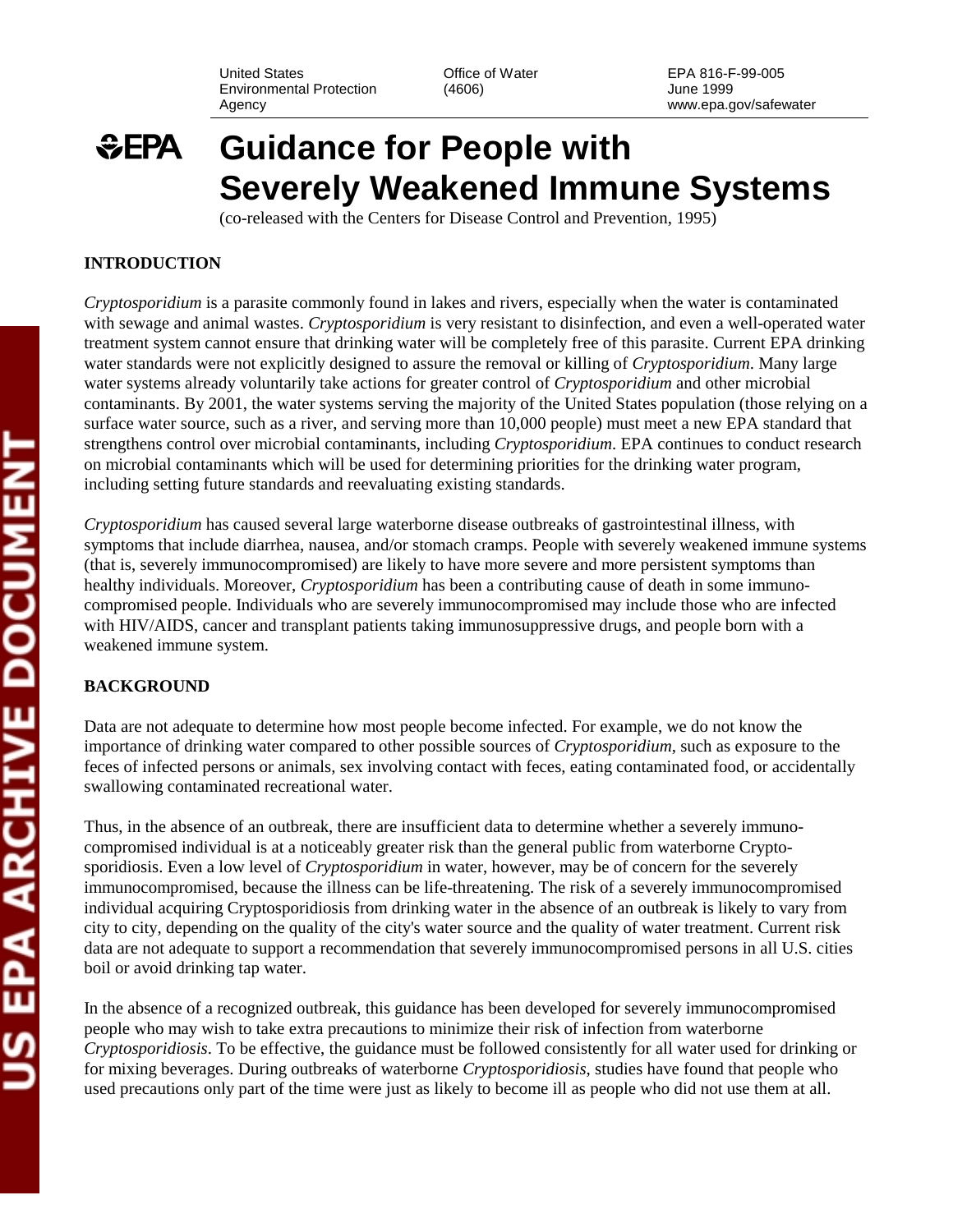United States Environmental Protection Agency | Office of Water (4606) | EPA 816-F-99-005 June 1999 www.epa.gov/safewater

# Guidance for People with Severely Weakened Immune Systems

(co-released with the Centers for Disease Control and Prevention, 1995)

**INTRODUCTION**

*Cryptosporidium* is a parasite commonly found in lakes and rivers, especially when the water is contaminated with sewage and animal wastes. *Cryptosporidium* is very resistant to disinfection, and even a well-operated water treatment system cannot ensure that drinking water will be completely free of this parasite. Current EPA drinking water standards were not explicitly designed to assure the removal or killing of *Cryptosporidium*. Many large water systems already voluntarily take actions for greater control of *Cryptosporidium* and other microbial contaminants. By 2001, the water systems serving the majority of the United States population (those relying on a surface water source, such as a river, and serving more than 10,000 people) must meet a new EPA standard that strengthens control over microbial contaminants, including *Cryptosporidium*. EPA continues to conduct research on microbial contaminants which will be used for determining priorities for the drinking water program, including setting future standards and reevaluating existing standards.

*Cryptosporidium* has caused several large waterborne disease outbreaks of gastrointestinal illness, with symptoms that include diarrhea, nausea, and/or stomach cramps. People with severely weakened immune systems (that is, severely immunocompromised) are likely to have more severe and more persistent symptoms than healthy individuals. Moreover, *Cryptosporidium* has been a contributing cause of death in some immunocompromised people. Individuals who are severely immunocompromised may include those who are infected with HIV/AIDS, cancer and transplant patients taking immunosuppressive drugs, and people born with a weakened immune system.

**BACKGROUND**

Data are not adequate to determine how most people become infected. For example, we do not know the importance of drinking water compared to other possible sources of *Cryptosporidium*, such as exposure to the feces of infected persons or animals, sex involving contact with feces, eating contaminated food, or accidentally swallowing contaminated recreational water.

Thus, in the absence of an outbreak, there are insufficient data to determine whether a severely immunocompromised individual is at a noticeably greater risk than the general public from waterborne Cryptosporidiosis. Even a low level of *Cryptosporidium* in water, however, may be of concern for the severely immunocompromised, because the illness can be life-threatening. The risk of a severely immunocompromised individual acquiring Cryptosporidiosis from drinking water in the absence of an outbreak is likely to vary from city to city, depending on the quality of the city's water source and the quality of water treatment. Current risk data are not adequate to support a recommendation that severely immunocompromised persons in all U.S. cities boil or avoid drinking tap water.

In the absence of a recognized outbreak, this guidance has been developed for severely immunocompromised people who may wish to take extra precautions to minimize their risk of infection from waterborne *Cryptosporidiosis*. To be effective, the guidance must be followed consistently for all water used for drinking or for mixing beverages. During outbreaks of waterborne *Cryptosporidiosis*, studies have found that people who used precautions only part of the time were just as likely to become ill as people who did not use them at all.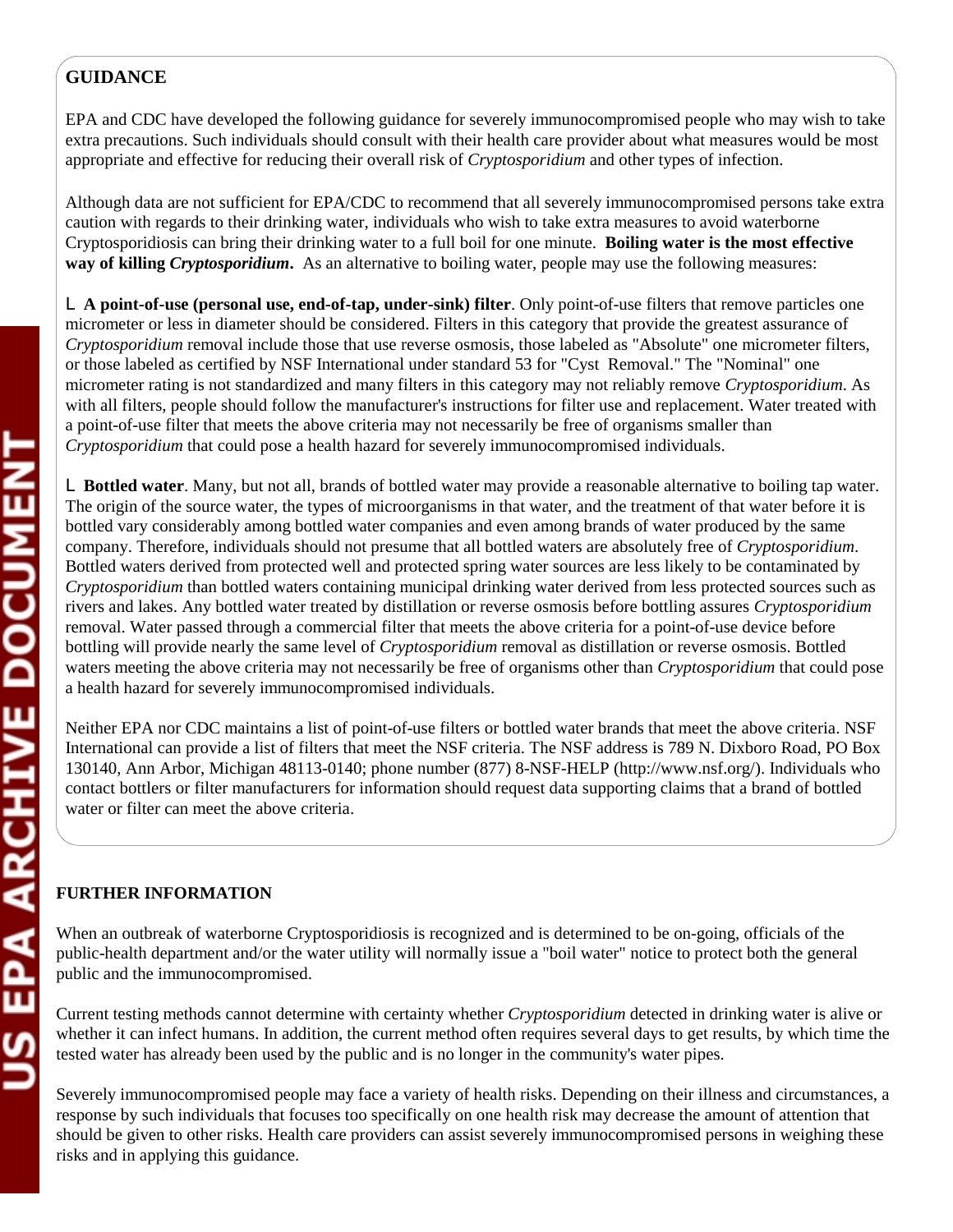## GUIDANCE

EPA and CDC have developed the following guidance for severely immunocompromised people who may wish to take extra precautions. Such individuals should consult with their health care provider about what measures would be most appropriate and effective for reducing their overall risk of *Cryptosporidium* and other types of infection.

Although data are not sufficient for EPA/CDC to recommend that all severely immunocompromised persons take extra caution with regards to their drinking water, individuals who wish to take extra measures to avoid waterborne Cryptosporidiosis can bring their drinking water to a full boil for one minute. **Boiling water is the most effective way of killing *Cryptosporidium*.** As an alternative to boiling water, people may use the following measures:

- **A point-of-use (personal use, end-of-tap, under-sink) filter**. Only point-of-use filters that remove particles one micrometer or less in diameter should be considered. Filters in this category that provide the greatest assurance of *Cryptosporidium* removal include those that use reverse osmosis, those labeled as "Absolute" one micrometer filters, or those labeled as certified by NSF International under standard 53 for "Cyst Removal." The "Nominal" one micrometer rating is not standardized and many filters in this category may not reliably remove *Cryptosporidium*. As with all filters, people should follow the manufacturer's instructions for filter use and replacement. Water treated with a point-of-use filter that meets the above criteria may not necessarily be free of organisms smaller than *Cryptosporidium* that could pose a health hazard for severely immunocompromised individuals.

- **Bottled water**. Many, but not all, brands of bottled water may provide a reasonable alternative to boiling tap water. The origin of the source water, the types of microorganisms in that water, and the treatment of that water before it is bottled vary considerably among bottled water companies and even among brands of water produced by the same company. Therefore, individuals should not presume that all bottled waters are absolutely free of *Cryptosporidium*. Bottled waters derived from protected well and protected spring water sources are less likely to be contaminated by *Cryptosporidium* than bottled waters containing municipal drinking water derived from less protected sources such as rivers and lakes. Any bottled water treated by distillation or reverse osmosis before bottling assures *Cryptosporidium* removal. Water passed through a commercial filter that meets the above criteria for a point-of-use device before bottling will provide nearly the same level of *Cryptosporidium* removal as distillation or reverse osmosis. Bottled waters meeting the above criteria may not necessarily be free of organisms other than *Cryptosporidium* that could pose a health hazard for severely immunocompromised individuals.

Neither EPA nor CDC maintains a list of point-of-use filters or bottled water brands that meet the above criteria. NSF International can provide a list of filters that meet the NSF criteria. The NSF address is 789 N. Dixboro Road, PO Box 130140, Ann Arbor, Michigan 48113-0140; phone number (877) 8-NSF-HELP (http://www.nsf.org/). Individuals who contact bottlers or filter manufacturers for information should request data supporting claims that a brand of bottled water or filter can meet the above criteria.

## FURTHER INFORMATION

When an outbreak of waterborne Cryptosporidiosis is recognized and is determined to be on-going, officials of the public-health department and/or the water utility will normally issue a "boil water" notice to protect both the general public and the immunocompromised.

Current testing methods cannot determine with certainty whether *Cryptosporidium* detected in drinking water is alive or whether it can infect humans. In addition, the current method often requires several days to get results, by which time the tested water has already been used by the public and is no longer in the community's water pipes.

Severely immunocompromised people may face a variety of health risks. Depending on their illness and circumstances, a response by such individuals that focuses too specifically on one health risk may decrease the amount of attention that should be given to other risks. Health care providers can assist severely immunocompromised persons in weighing these risks and in applying this guidance.